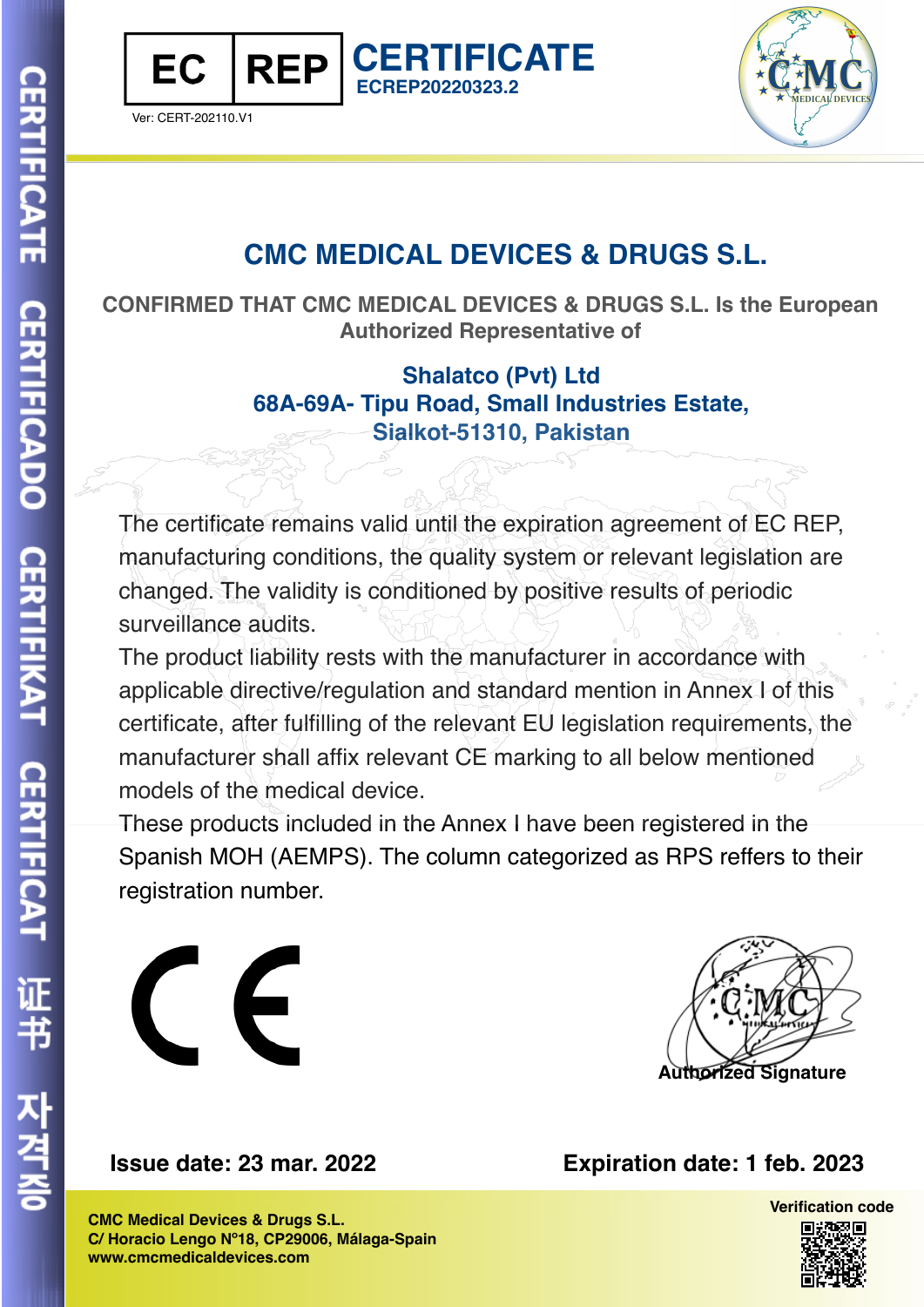EC | REP **CERTIFICATE**
**ECREP20220323.2**

Ver: CERT-202110.V1

# CMC MEDICAL DEVICES & DRUGS S.L.

**CONFIRMED THAT CMC MEDICAL DEVICES & DRUGS S.L. Is the European Authorized Representative of**

**Shalatco (Pvt) Ltd**
**68A-69A- Tipu Road, Small Industries Estate,**
**Sialkot-51310, Pakistan**

The certificate remains valid until the expiration agreement of EC REP, manufacturing conditions, the quality system or relevant legislation are changed. The validity is conditioned by positive results of periodic surveillance audits.

The product liability rests with the manufacturer in accordance with applicable directive/regulation and standard mention in Annex I of this certificate, after fulfilling of the relevant EU legislation requirements, the manufacturer shall affix relevant CE marking to all below mentioned models of the medical device.

These products included in the Annex I have been registered in the Spanish MOH (AEMPS). The column categorized as RPS reffers to their registration number.

CE

**Authorized Signature**

**Issue date: 23 mar. 2022**

**Expiration date: 1 feb. 2023**

**CMC Medical Devices & Drugs S.L.**
**C/ Horacio Lengo N°18, CP29006, Málaga-Spain**
**www.cmcmedicaldevices.com**

**Verification code**

CERTIFICATE CERTIFICADO CERTIFIKAT CERTIFICAT 证书 자격증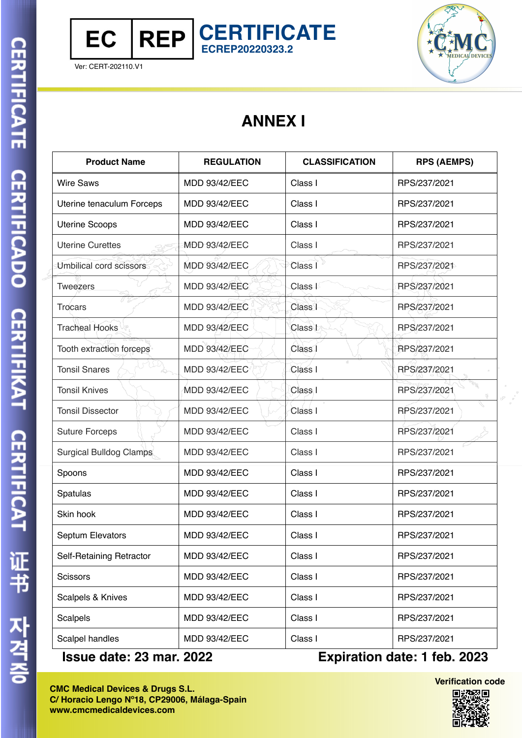EC | REP

# CERTIFICATE

**ECREP20220323.2**

Ver: CERT-202110.V1

# ANNEX I

| Product Name | REGULATION | CLASSIFICATION | RPS (AEMPS) |
|---|---|---|---|
| Wire Saws | MDD 93/42/EEC | Class I | RPS/237/2021 |
| Uterine tenaculum Forceps | MDD 93/42/EEC | Class I | RPS/237/2021 |
| Uterine Scoops | MDD 93/42/EEC | Class I | RPS/237/2021 |
| Uterine Curettes | MDD 93/42/EEC | Class I | RPS/237/2021 |
| Umbilical cord scissors | MDD 93/42/EEC | Class I | RPS/237/2021 |
| Tweezers | MDD 93/42/EEC | Class I | RPS/237/2021 |
| Trocars | MDD 93/42/EEC | Class I | RPS/237/2021 |
| Tracheal Hooks | MDD 93/42/EEC | Class I | RPS/237/2021 |
| Tooth extraction forceps | MDD 93/42/EEC | Class I | RPS/237/2021 |
| Tonsil Snares | MDD 93/42/EEC | Class I | RPS/237/2021 |
| Tonsil Knives | MDD 93/42/EEC | Class I | RPS/237/2021 |
| Tonsil Dissector | MDD 93/42/EEC | Class I | RPS/237/2021 |
| Suture Forceps | MDD 93/42/EEC | Class I | RPS/237/2021 |
| Surgical Bulldog Clamps | MDD 93/42/EEC | Class I | RPS/237/2021 |
| Spoons | MDD 93/42/EEC | Class I | RPS/237/2021 |
| Spatulas | MDD 93/42/EEC | Class I | RPS/237/2021 |
| Skin hook | MDD 93/42/EEC | Class I | RPS/237/2021 |
| Septum Elevators | MDD 93/42/EEC | Class I | RPS/237/2021 |
| Self-Retaining Retractor | MDD 93/42/EEC | Class I | RPS/237/2021 |
| Scissors | MDD 93/42/EEC | Class I | RPS/237/2021 |
| Scalpels & Knives | MDD 93/42/EEC | Class I | RPS/237/2021 |
| Scalpels | MDD 93/42/EEC | Class I | RPS/237/2021 |
| Scalpel handles | MDD 93/42/EEC | Class I | RPS/237/2021 |

**Issue date: 23 mar. 2022** **Expiration date: 1 feb. 2023**

**CMC Medical Devices & Drugs S.L.**
**C/ Horacio Lengo Nº18, CP29006, Málaga-Spain**
**www.cmcmedicaldevices.com**

**Verification code**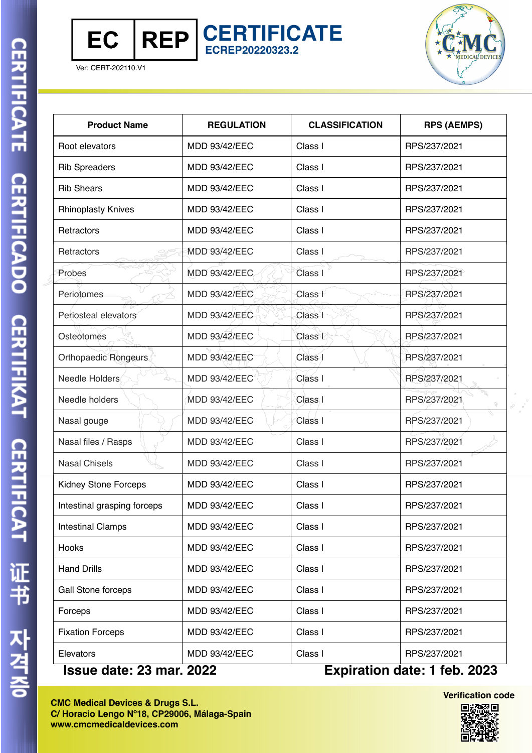EC REP

# CERTIFICATE

**ECREP20220323.2**

Ver: CERT-202110.V1

CMC MEDICAL DEVICES

| Product Name | REGULATION | CLASSIFICATION | RPS (AEMPS) |
|---|---|---|---|
| Root elevators | MDD 93/42/EEC | Class I | RPS/237/2021 |
| Rib Spreaders | MDD 93/42/EEC | Class I | RPS/237/2021 |
| Rib Shears | MDD 93/42/EEC | Class I | RPS/237/2021 |
| Rhinoplasty Knives | MDD 93/42/EEC | Class I | RPS/237/2021 |
| Retractors | MDD 93/42/EEC | Class I | RPS/237/2021 |
| Retractors | MDD 93/42/EEC | Class I | RPS/237/2021 |
| Probes | MDD 93/42/EEC | Class I | RPS/237/2021 |
| Periotomes | MDD 93/42/EEC | Class I | RPS/237/2021 |
| Periosteal elevators | MDD 93/42/EEC | Class I | RPS/237/2021 |
| Osteotomes | MDD 93/42/EEC | Class I | RPS/237/2021 |
| Orthopaedic Rongeurs | MDD 93/42/EEC | Class I | RPS/237/2021 |
| Needle Holders | MDD 93/42/EEC | Class I | RPS/237/2021 |
| Needle holders | MDD 93/42/EEC | Class I | RPS/237/2021 |
| Nasal gouge | MDD 93/42/EEC | Class I | RPS/237/2021 |
| Nasal files / Rasps | MDD 93/42/EEC | Class I | RPS/237/2021 |
| Nasal Chisels | MDD 93/42/EEC | Class I | RPS/237/2021 |
| Kidney Stone Forceps | MDD 93/42/EEC | Class I | RPS/237/2021 |
| Intestinal grasping forceps | MDD 93/42/EEC | Class I | RPS/237/2021 |
| Intestinal Clamps | MDD 93/42/EEC | Class I | RPS/237/2021 |
| Hooks | MDD 93/42/EEC | Class I | RPS/237/2021 |
| Hand Drills | MDD 93/42/EEC | Class I | RPS/237/2021 |
| Gall Stone forceps | MDD 93/42/EEC | Class I | RPS/237/2021 |
| Forceps | MDD 93/42/EEC | Class I | RPS/237/2021 |
| Fixation Forceps | MDD 93/42/EEC | Class I | RPS/237/2021 |
| Elevators | MDD 93/42/EEC | Class I | RPS/237/2021 |

**Issue date: 23 mar. 2022** **Expiration date: 1 feb. 2023**

**CMC Medical Devices & Drugs S.L.**
**C/ Horacio Lengo Nº18, CP29006, Málaga-Spain**
**www.cmcmedicaldevices.com**

**Verification code**

CERTIFICATE CERTIFICADO CERTIFIKAT CERTIFICAT 证书 자격증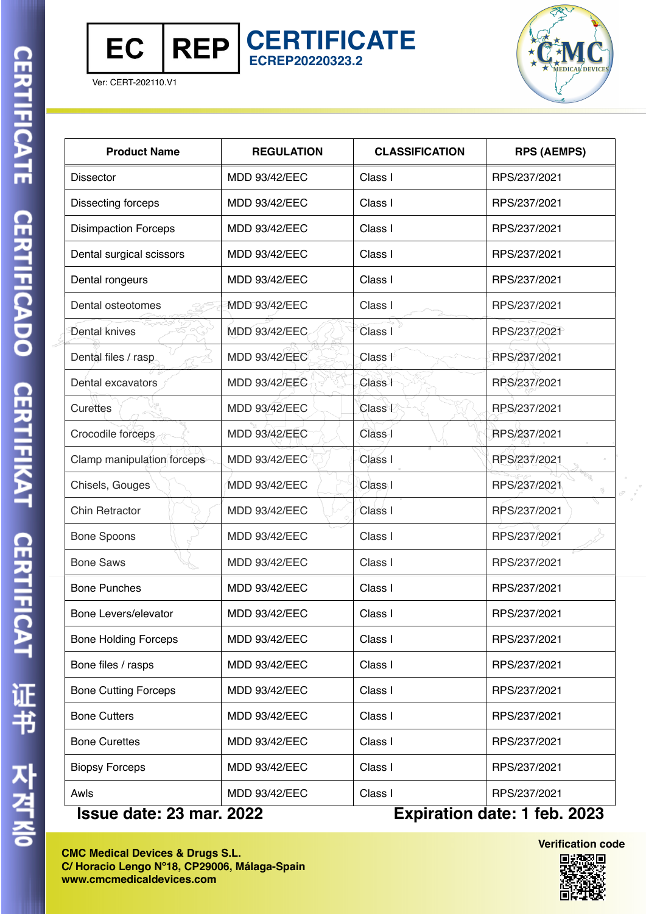# EC REP CERTIFICATE

**ECREP20220323.2**

Ver: CERT-202110.V1

| Product Name | REGULATION | CLASSIFICATION | RPS (AEMPS) |
|---|---|---|---|
| Dissector | MDD 93/42/EEC | Class I | RPS/237/2021 |
| Dissecting forceps | MDD 93/42/EEC | Class I | RPS/237/2021 |
| Disimpaction Forceps | MDD 93/42/EEC | Class I | RPS/237/2021 |
| Dental surgical scissors | MDD 93/42/EEC | Class I | RPS/237/2021 |
| Dental rongeurs | MDD 93/42/EEC | Class I | RPS/237/2021 |
| Dental osteotomes | MDD 93/42/EEC | Class I | RPS/237/2021 |
| Dental knives | MDD 93/42/EEC | Class I | RPS/237/2021 |
| Dental files / rasp | MDD 93/42/EEC | Class I | RPS/237/2021 |
| Dental excavators | MDD 93/42/EEC | Class I | RPS/237/2021 |
| Curettes | MDD 93/42/EEC | Class I | RPS/237/2021 |
| Crocodile forceps | MDD 93/42/EEC | Class I | RPS/237/2021 |
| Clamp manipulation forceps | MDD 93/42/EEC | Class I | RPS/237/2021 |
| Chisels, Gouges | MDD 93/42/EEC | Class I | RPS/237/2021 |
| Chin Retractor | MDD 93/42/EEC | Class I | RPS/237/2021 |
| Bone Spoons | MDD 93/42/EEC | Class I | RPS/237/2021 |
| Bone Saws | MDD 93/42/EEC | Class I | RPS/237/2021 |
| Bone Punches | MDD 93/42/EEC | Class I | RPS/237/2021 |
| Bone Levers/elevator | MDD 93/42/EEC | Class I | RPS/237/2021 |
| Bone Holding Forceps | MDD 93/42/EEC | Class I | RPS/237/2021 |
| Bone files / rasps | MDD 93/42/EEC | Class I | RPS/237/2021 |
| Bone Cutting Forceps | MDD 93/42/EEC | Class I | RPS/237/2021 |
| Bone Cutters | MDD 93/42/EEC | Class I | RPS/237/2021 |
| Bone Curettes | MDD 93/42/EEC | Class I | RPS/237/2021 |
| Biopsy Forceps | MDD 93/42/EEC | Class I | RPS/237/2021 |
| Awls | MDD 93/42/EEC | Class I | RPS/237/2021 |

**Issue date: 23 mar. 2022** **Expiration date: 1 feb. 2023**

**CMC Medical Devices & Drugs S.L.**
**C/ Horacio Lengo Nº18, CP29006, Málaga-Spain**
**www.cmcmedicaldevices.com**

**Verification code**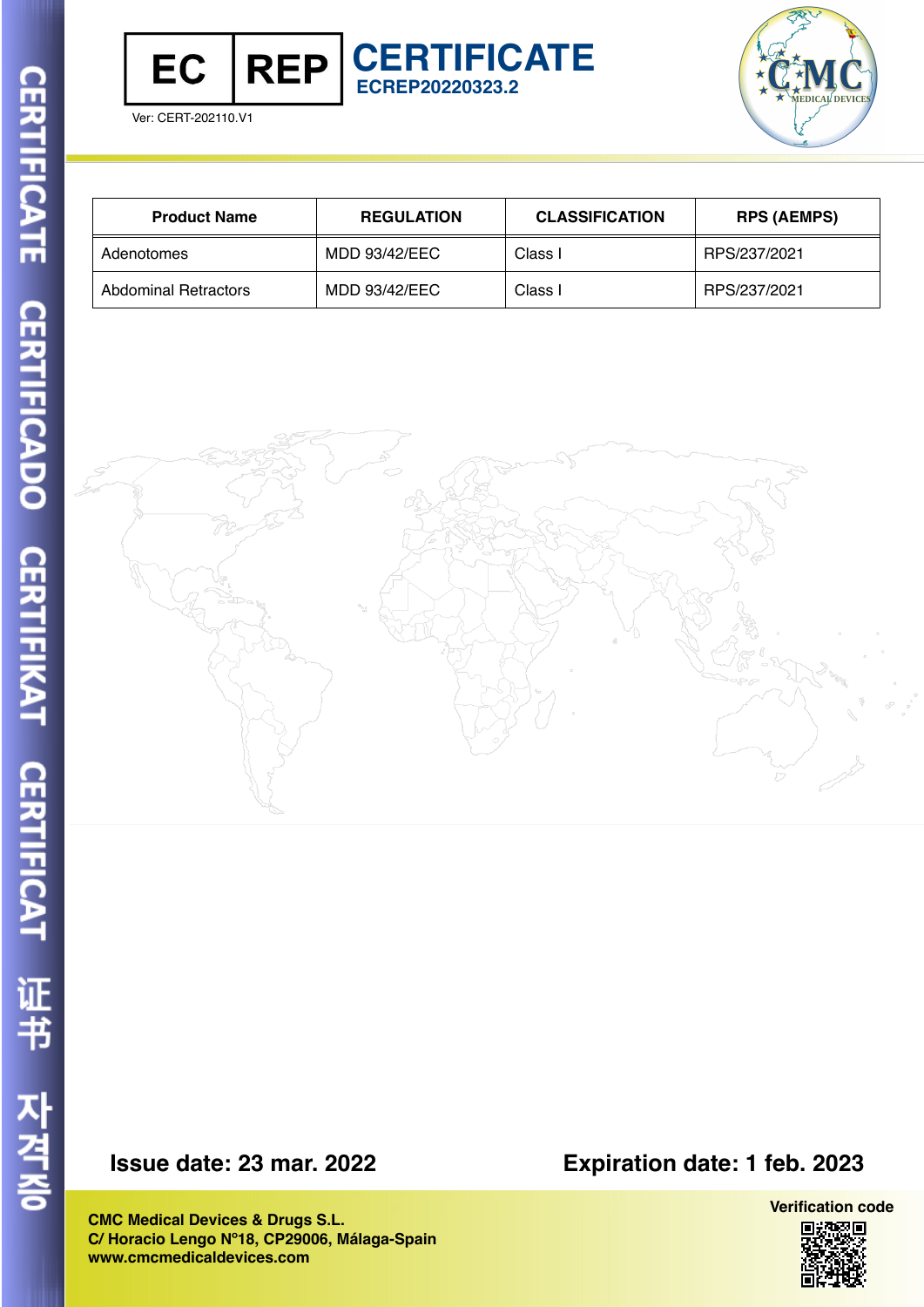EC REP **CERTIFICATE**
**ECREP20220323.2**

Ver: CERT-202110.V1

CMC MEDICAL DEVICES

| Product Name | REGULATION | CLASSIFICATION | RPS (AEMPS) |
|---|---|---|---|
| Adenotomes | MDD 93/42/EEC | Class I | RPS/237/2021 |
| Abdominal Retractors | MDD 93/42/EEC | Class I | RPS/237/2021 |

**Issue date: 23 mar. 2022**

**Expiration date: 1 feb. 2023**

**CMC Medical Devices & Drugs S.L.**
**C/ Horacio Lengo Nº18, CP29006, Málaga-Spain**
**www.cmcmedicaldevices.com**

**Verification code**

CERTIFICATE CERTIFICADO CERTIFIKAT CERTIFICAT 证书 자격증